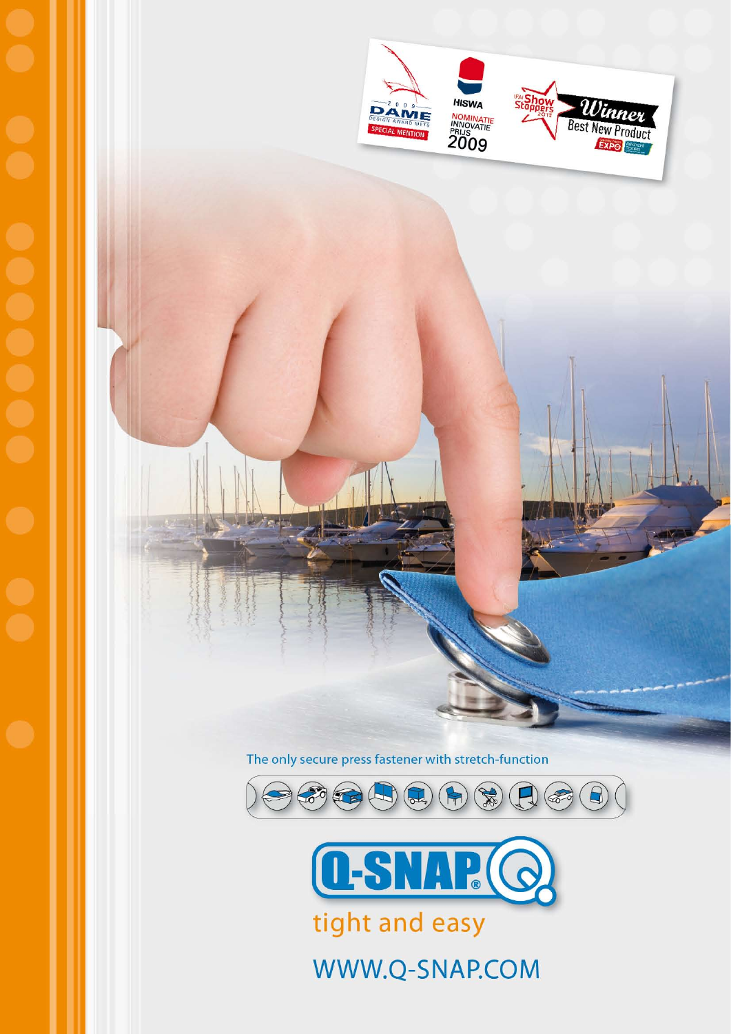The only secure press fastener with stretch-function

# Q-SNAP®

tight and easy

WWW.Q-SNAP.COM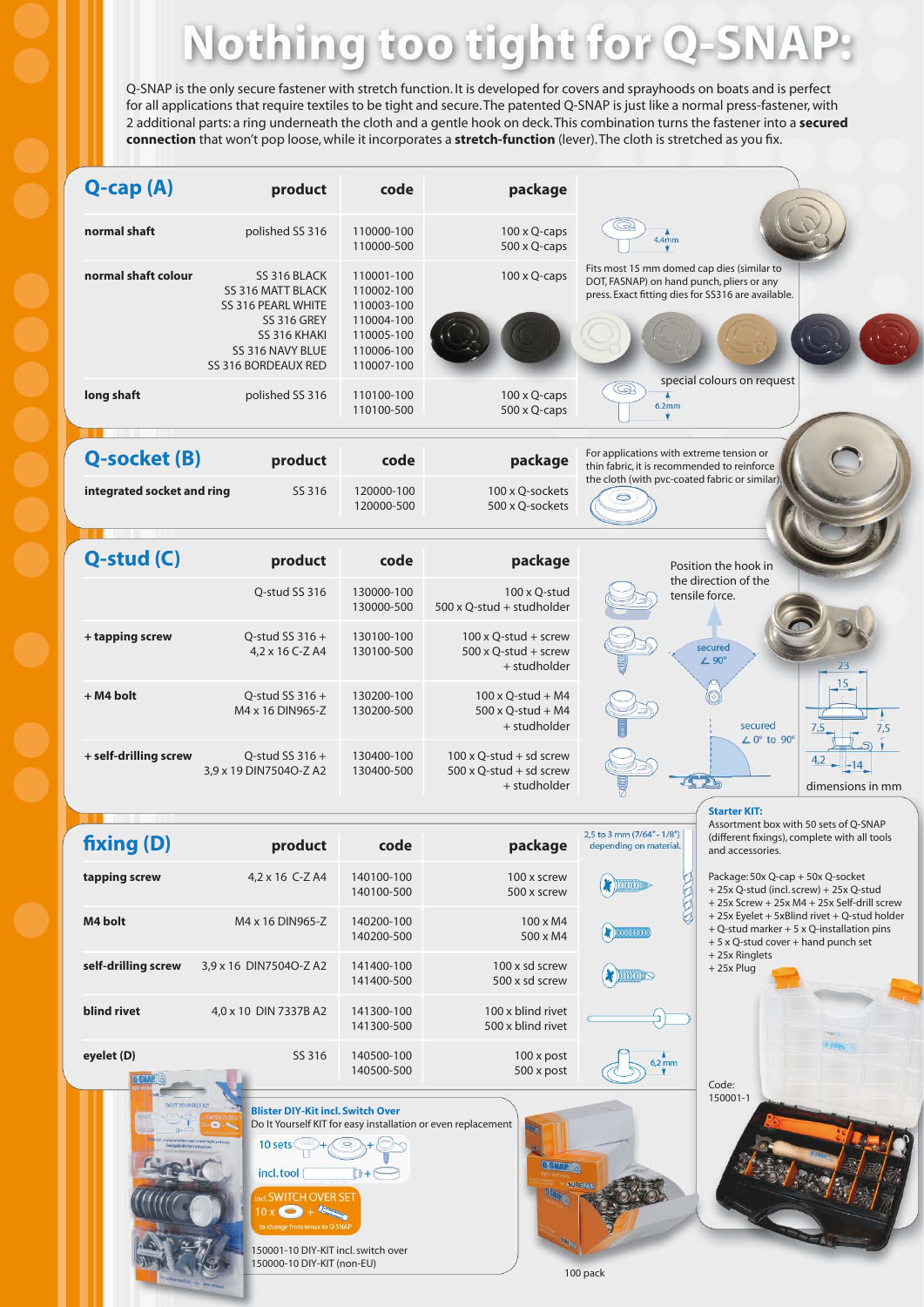# Nothing too tight for Q-SNAP:

Q-SNAP is the only secure fastener with stretch function. It is developed for covers and sprayhoods on boats and is perfect for all applications that require textiles to be tight and secure. The patented Q-SNAP is just like a normal press-fastener, with 2 additional parts: a ring underneath the cloth and a gentle hook on deck. This combination turns the fastener into a **secured connection** that won't pop loose, while it incorporates a **stretch-function** (lever). The cloth is stretched as you fix.

## Q-cap (A)

| Q-cap (A) | product | code | package |
|---|---|---|---|
| **normal shaft** | polished SS 316 | 110000-100<br>110000-500 | 100 x Q-caps<br>500 x Q-caps |
| **normal shaft colour** | SS 316 BLACK<br>SS 316 MATT BLACK<br>SS 316 PEARL WHITE<br>SS 316 GREY<br>SS 316 KHAKI<br>SS 316 NAVY BLUE<br>SS 316 BORDEAUX RED | 110001-100<br>110002-100<br>110003-100<br>110004-100<br>110005-100<br>110006-100<br>110007-100 | 100 x Q-caps |
| **long shaft** | polished SS 316 | 110100-100<br>110100-500 | 100 x Q-caps<br>500 x Q-caps |

4.4mm

Fits most 15 mm domed cap dies (similar to DOT, FASNAP) on hand punch, pliers or any press. Exact fitting dies for SS316 are available.

special colours on request

6.2mm

## Q-socket (B)

| Q-socket (B) | product | code | package |
|---|---|---|---|
| **integrated socket and ring** | SS 316 | 120000-100<br>120000-500 | 100 x Q-sockets<br>500 x Q-sockets |

For applications with extreme tension or thin fabric, it is recommended to reinforce the cloth (with pvc-coated fabric or similar).

## Q-stud (C)

| Q-stud (C) | product | code | package |
|---|---|---|---|
| | Q-stud SS 316 | 130000-100<br>130000-500 | 100 x Q-stud<br>500 x Q-stud + studholder |
| **+ tapping screw** | Q-stud SS 316 +<br>4,2 x 16 C-Z A4 | 130100-100<br>130100-500 | 100 x Q-stud + screw<br>500 x Q-stud + screw<br>+ studholder |
| **+ M4 bolt** | Q-stud SS 316 +<br>M4 x 16 DIN965-Z | 130200-100<br>130200-500 | 100 x Q-stud + M4<br>500 x Q-stud + M4<br>+ studholder |
| **+ self-drilling screw** | Q-stud SS 316 +<br>3,9 x 19 DIN7504O-Z A2 | 130400-100<br>130400-500 | 100 x Q-stud + sd screw<br>500 x Q-stud + sd screw<br>+ studholder |

Position the hook in the direction of the tensile force.

secured ∠ 90°

secured ∠ 0° to 90°

23, 15, 7,5, 7,5, 5, 4,2, 14

dimensions in mm

## fixing (D)

| fixing (D) | product | code | package |
|---|---|---|---|
| **tapping screw** | 4,2 x 16 C-Z A4 | 140100-100<br>140100-500 | 100 x screw<br>500 x screw |
| **M4 bolt** | M4 x 16 DIN965-Z | 140200-100<br>140200-500 | 100 x M4<br>500 x M4 |
| **self-drilling screw** | 3,9 x 16 DIN7504O-Z A2 | 141400-100<br>141400-500 | 100 x sd screw<br>500 x sd screw |
| **blind rivet** | 4,0 x 10 DIN 7337B A2 | 141300-100<br>141300-500 | 100 x blind rivet<br>500 x blind rivet |
| **eyelet (D)** | SS 316 | 140500-100<br>140500-500 | 100 x post<br>500 x post |

2,5 to 3 mm (7/64"- 1/8") depending on material.

6,2 mm

**Starter KIT:**
Assortment box with 50 sets of Q-SNAP (different fixings), complete with all tools and accessories.

Package: 50x Q-cap + 50x Q-socket
+ 25x Q-stud (incl. screw) + 25x Q-stud
+ 25x Screw + 25x M4 + 25x Self-drill screw
+ 25x Eyelet + 5xBlind rivet + Q-stud holder
+ Q-stud marker + 5 x Q-installation pins
+ 5 x Q-stud cover + hand punch set
+ 25x Ringlets
+ 25x Plug

Code:
150001-1

**Blister DIY-Kit incl. Switch Over**
Do It Yourself KIT for easy installation or even replacement

10 sets

incl. tool

incl. SWITCH OVER SET
10 x
to change from tenax to Q-SNAP

150001-10 DIY-KIT incl. switch over
150000-10 DIY-KIT (non-EU)

100 pack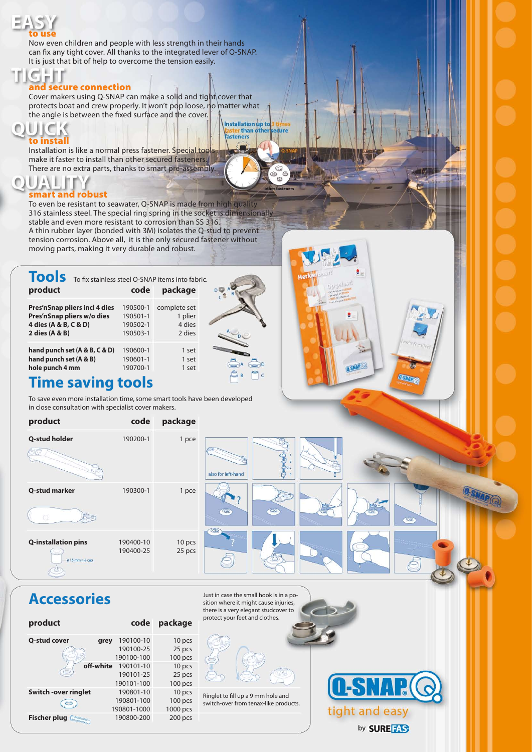## EASY
**to use**

Now even children and people with less strength in their hands can fix any tight cover. All thanks to the integrated lever of Q-SNAP. It is just that bit of help to overcome the tension easily.

## TIGHT
**and secure connection**

Cover makers using Q-SNAP can make a solid and tight cover that protects boat and crew properly. It won't pop loose, no matter what the angle is between the fixed surface and the cover.

## QUICK
**to install**

Installation is like a normal press fastener. Special tools make it faster to install than other secured fasteners. There are no extra parts, thanks to smart pre-assembly.

Installation up to 3 times faster than other secure fasteners

Q-SNAP

other fasteners

## QUALITY
**smart and robust**

To even be resistant to seawater, Q-SNAP is made from high quality 316 stainless steel. The special ring spring in the socket is dimensionally stable and even more resistant to corrosion than SS 316. A thin rubber layer (bonded with 3M) isolates the Q-stud to prevent tension corrosion. Above all, it is the only secured fastener without moving parts, making it very durable and robust.

## Tools

To fix stainless steel Q-SNAP items into fabric.

| product | code | package |
|---|---|---|
| Pres'nSnap pliers incl 4 dies | 190500-1 | complete set |
| Pres'nSnap pliers w/o dies | 190501-1 | 1 plier |
| 4 dies (A & B, C & D) | 190502-1 | 4 dies |
| 2 dies (A & B) | 190503-1 | 2 dies |
| hand punch set (A & B, C & D) | 190600-1 | 1 set |
| hand punch set (A & B) | 190601-1 | 1 set |
| hole punch 4 mm | 190700-1 | 1 set |

## Time saving tools

To save even more installation time, some smart tools have been developed in close consultation with specialist cover makers.

| product | code | package |
|---|---|---|
| Q-stud holder | 190200-1 | 1 pce |
| Q-stud marker | 190300-1 | 1 pce |
| Q-installation pins | 190400-10 | 10 pcs |
| | 190400-25 | 25 pcs |

also for left-hand

ø 15 mm = ø cap

## Accessories

| product | | code | package |
|---|---|---|---|
| Q-stud cover | grey | 190100-10 | 10 pcs |
| | | 190100-25 | 25 pcs |
| | | 190100-100 | 100 pcs |
| | off-white | 190101-10 | 10 pcs |
| | | 190101-25 | 25 pcs |
| | | 190101-100 | 100 pcs |
| Switch -over ringlet | | 190801-10 | 10 pcs |
| | | 190801-100 | 100 pcs |
| | | 190801-1000 | 1000 pcs |
| Fischer plug | | 190800-200 | 200 pcs |

Just in case the small hook is in a position where it might cause injuries, there is a very elegant studcover to protect your feet and clothes.

Ringlet to fill up a 9 mm hole and switch-over from tenax-like products.

Q-SNAP tight and easy by SUREFAS